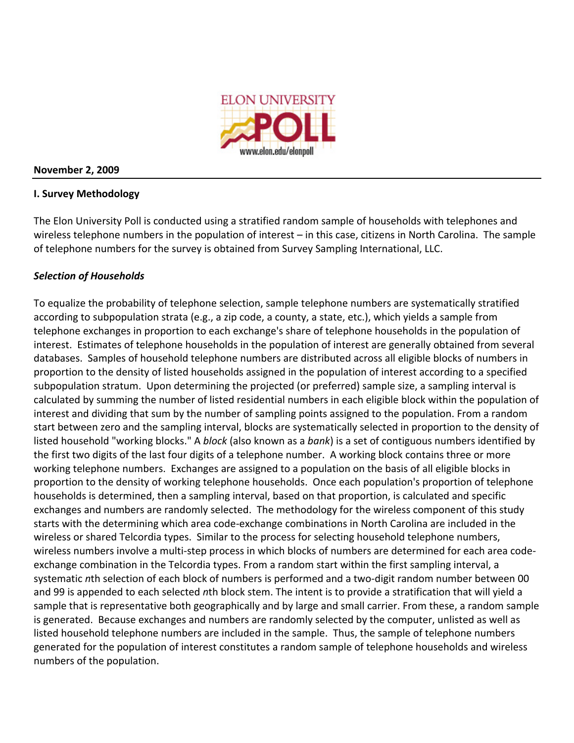**November 2, 2009**

## I. Survey Methodology

The Elon University Poll is conducted using a stratified random sample of households with telephones and wireless telephone numbers in the population of interest – in this case, citizens in North Carolina. The sample of telephone numbers for the survey is obtained from Survey Sampling International, LLC.

### *Selection of Households*

To equalize the probability of telephone selection, sample telephone numbers are systematically stratified according to subpopulation strata (e.g., a zip code, a county, a state, etc.), which yields a sample from telephone exchanges in proportion to each exchange's share of telephone households in the population of interest. Estimates of telephone households in the population of interest are generally obtained from several databases. Samples of household telephone numbers are distributed across all eligible blocks of numbers in proportion to the density of listed households assigned in the population of interest according to a specified subpopulation stratum. Upon determining the projected (or preferred) sample size, a sampling interval is calculated by summing the number of listed residential numbers in each eligible block within the population of interest and dividing that sum by the number of sampling points assigned to the population. From a random start between zero and the sampling interval, blocks are systematically selected in proportion to the density of listed household "working blocks." A *block* (also known as a *bank*) is a set of contiguous numbers identified by the first two digits of the last four digits of a telephone number. A working block contains three or more working telephone numbers. Exchanges are assigned to a population on the basis of all eligible blocks in proportion to the density of working telephone households. Once each population's proportion of telephone households is determined, then a sampling interval, based on that proportion, is calculated and specific exchanges and numbers are randomly selected. The methodology for the wireless component of this study starts with the determining which area code-exchange combinations in North Carolina are included in the wireless or shared Telcordia types. Similar to the process for selecting household telephone numbers, wireless numbers involve a multi-step process in which blocks of numbers are determined for each area code-exchange combination in the Telcordia types. From a random start within the first sampling interval, a systematic *n*th selection of each block of numbers is performed and a two-digit random number between 00 and 99 is appended to each selected *n*th block stem. The intent is to provide a stratification that will yield a sample that is representative both geographically and by large and small carrier. From these, a random sample is generated. Because exchanges and numbers are randomly selected by the computer, unlisted as well as listed household telephone numbers are included in the sample. Thus, the sample of telephone numbers generated for the population of interest constitutes a random sample of telephone households and wireless numbers of the population.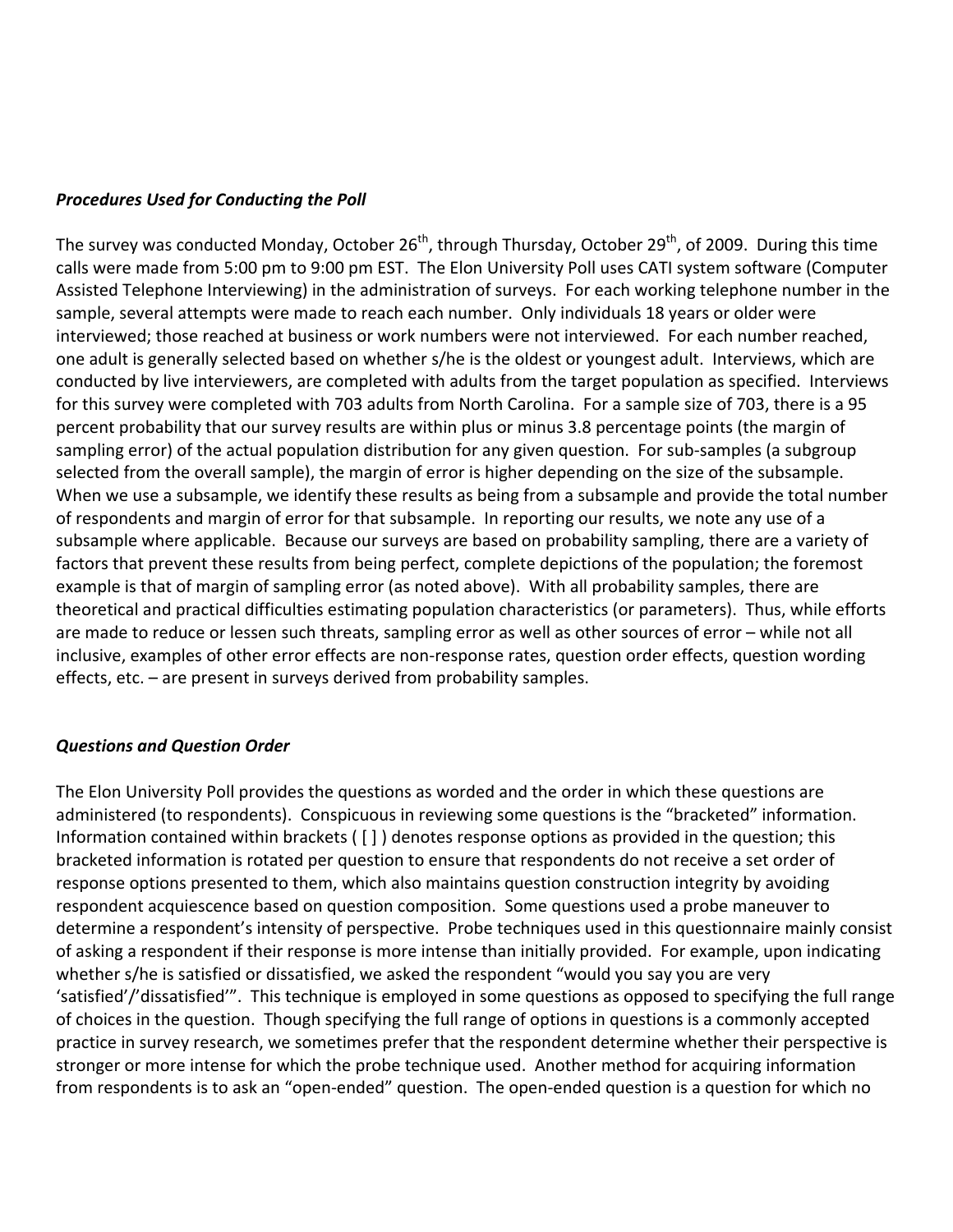***Procedures Used for Conducting the Poll***

The survey was conducted Monday, October 26th, through Thursday, October 29th, of 2009. During this time calls were made from 5:00 pm to 9:00 pm EST. The Elon University Poll uses CATI system software (Computer Assisted Telephone Interviewing) in the administration of surveys. For each working telephone number in the sample, several attempts were made to reach each number. Only individuals 18 years or older were interviewed; those reached at business or work numbers were not interviewed. For each number reached, one adult is generally selected based on whether s/he is the oldest or youngest adult. Interviews, which are conducted by live interviewers, are completed with adults from the target population as specified. Interviews for this survey were completed with 703 adults from North Carolina. For a sample size of 703, there is a 95 percent probability that our survey results are within plus or minus 3.8 percentage points (the margin of sampling error) of the actual population distribution for any given question. For sub-samples (a subgroup selected from the overall sample), the margin of error is higher depending on the size of the subsample. When we use a subsample, we identify these results as being from a subsample and provide the total number of respondents and margin of error for that subsample. In reporting our results, we note any use of a subsample where applicable. Because our surveys are based on probability sampling, there are a variety of factors that prevent these results from being perfect, complete depictions of the population; the foremost example is that of margin of sampling error (as noted above). With all probability samples, there are theoretical and practical difficulties estimating population characteristics (or parameters). Thus, while efforts are made to reduce or lessen such threats, sampling error as well as other sources of error – while not all inclusive, examples of other error effects are non-response rates, question order effects, question wording effects, etc. – are present in surveys derived from probability samples.

***Questions and Question Order***

The Elon University Poll provides the questions as worded and the order in which these questions are administered (to respondents). Conspicuous in reviewing some questions is the "bracketed" information. Information contained within brackets ( [ ] ) denotes response options as provided in the question; this bracketed information is rotated per question to ensure that respondents do not receive a set order of response options presented to them, which also maintains question construction integrity by avoiding respondent acquiescence based on question composition. Some questions used a probe maneuver to determine a respondent's intensity of perspective. Probe techniques used in this questionnaire mainly consist of asking a respondent if their response is more intense than initially provided. For example, upon indicating whether s/he is satisfied or dissatisfied, we asked the respondent "would you say you are very 'satisfied'/'dissatisfied'". This technique is employed in some questions as opposed to specifying the full range of choices in the question. Though specifying the full range of options in questions is a commonly accepted practice in survey research, we sometimes prefer that the respondent determine whether their perspective is stronger or more intense for which the probe technique used. Another method for acquiring information from respondents is to ask an "open-ended" question. The open-ended question is a question for which no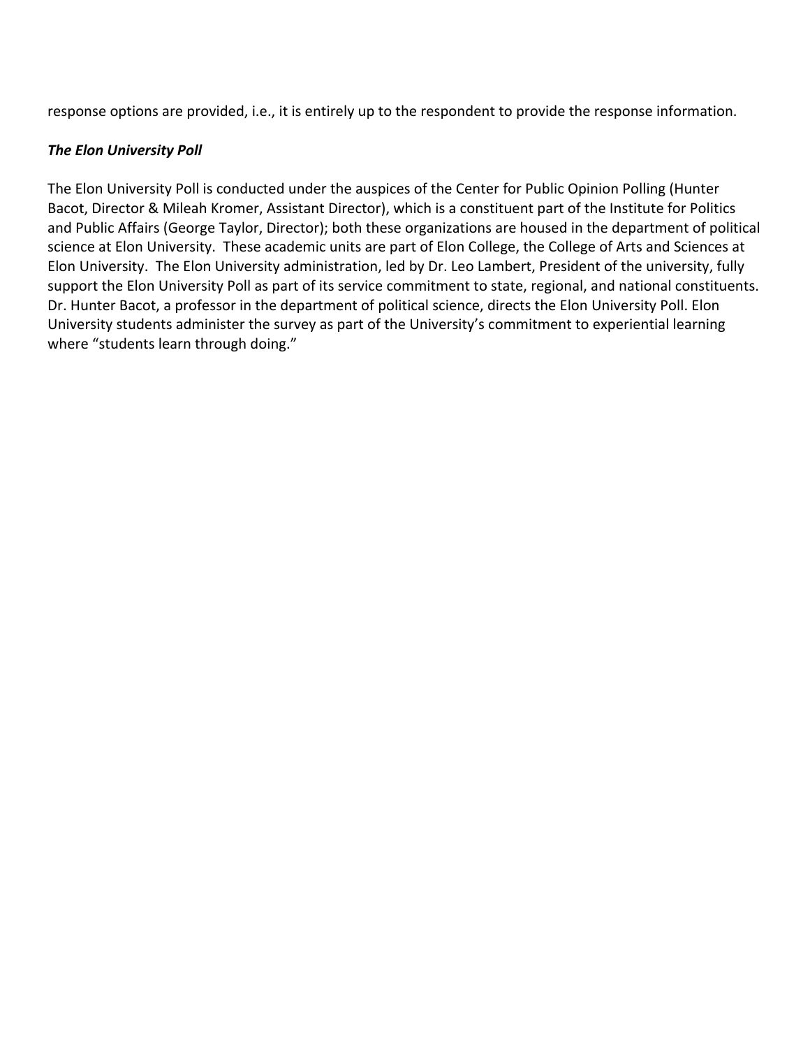response options are provided, i.e., it is entirely up to the respondent to provide the response information.

***The Elon University Poll***

The Elon University Poll is conducted under the auspices of the Center for Public Opinion Polling (Hunter Bacot, Director & Mileah Kromer, Assistant Director), which is a constituent part of the Institute for Politics and Public Affairs (George Taylor, Director); both these organizations are housed in the department of political science at Elon University. These academic units are part of Elon College, the College of Arts and Sciences at Elon University. The Elon University administration, led by Dr. Leo Lambert, President of the university, fully support the Elon University Poll as part of its service commitment to state, regional, and national constituents. Dr. Hunter Bacot, a professor in the department of political science, directs the Elon University Poll. Elon University students administer the survey as part of the University's commitment to experiential learning where "students learn through doing."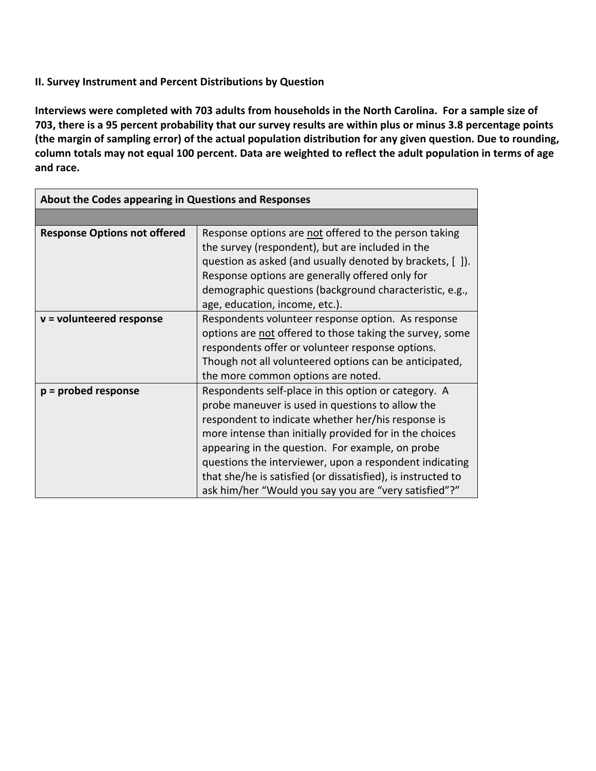**II. Survey Instrument and Percent Distributions by Question**

**Interviews were completed with 703 adults from households in the North Carolina. For a sample size of 703, there is a 95 percent probability that our survey results are within plus or minus 3.8 percentage points (the margin of sampling error) of the actual population distribution for any given question. Due to rounding, column totals may not equal 100 percent. Data are weighted to reflect the adult population in terms of age and race.**

| About the Codes appearing in Questions and Responses | |
|---|---|
| | |
| **Response Options not offered** | Response options are not offered to the person taking the survey (respondent), but are included in the question as asked (and usually denoted by brackets, [ ]). Response options are generally offered only for demographic questions (background characteristic, e.g., age, education, income, etc.). |
| **v = volunteered response** | Respondents volunteer response option. As response options are not offered to those taking the survey, some respondents offer or volunteer response options. Though not all volunteered options can be anticipated, the more common options are noted. |
| **p = probed response** | Respondents self-place in this option or category. A probe maneuver is used in questions to allow the respondent to indicate whether her/his response is more intense than initially provided for in the choices appearing in the question. For example, on probe questions the interviewer, upon a respondent indicating that she/he is satisfied (or dissatisfied), is instructed to ask him/her "Would you say you are "very satisfied"?" |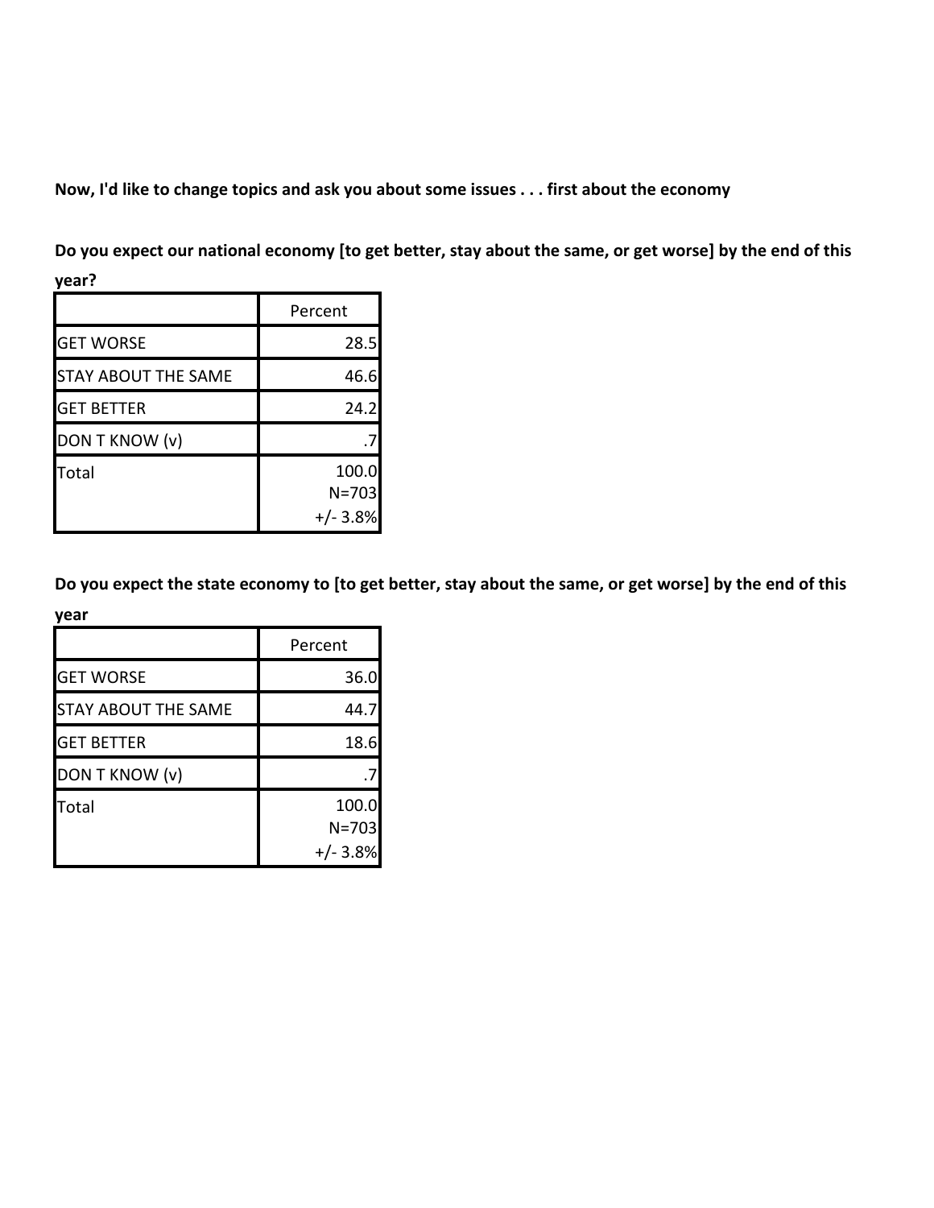**Now, I'd like to change topics and ask you about some issues . . . first about the economy**

**Do you expect our national economy [to get better, stay about the same, or get worse] by the end of this year?**

| | Percent |
|---|---:|
| GET WORSE | 28.5 |
| STAY ABOUT THE SAME | 46.6 |
| GET BETTER | 24.2 |
| DON T KNOW (v) | .7 |
| Total | 100.0<br>N=703<br>+/- 3.8% |

**Do you expect the state economy to [to get better, stay about the same, or get worse] by the end of this year**

| | Percent |
|---|---:|
| GET WORSE | 36.0 |
| STAY ABOUT THE SAME | 44.7 |
| GET BETTER | 18.6 |
| DON T KNOW (v) | .7 |
| Total | 100.0<br>N=703<br>+/- 3.8% |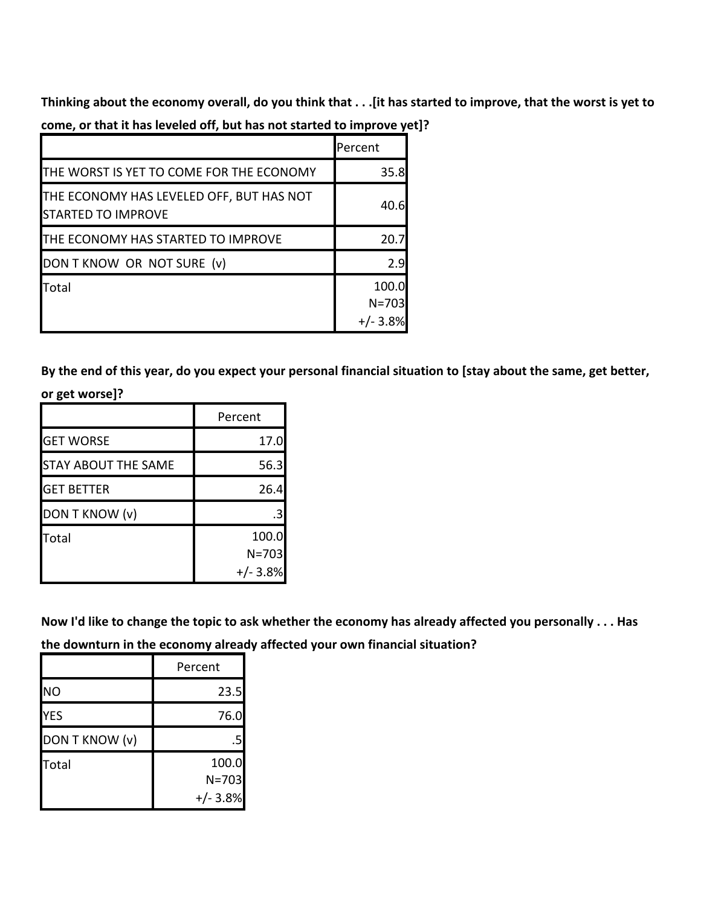**Thinking about the economy overall, do you think that . . .[it has started to improve, that the worst is yet to come, or that it has leveled off, but has not started to improve yet]?**

| | Percent |
|---|---|
| THE WORST IS YET TO COME FOR THE ECONOMY | 35.8 |
| THE ECONOMY HAS LEVELED OFF, BUT HAS NOT STARTED TO IMPROVE | 40.6 |
| THE ECONOMY HAS STARTED TO IMPROVE | 20.7 |
| DON T KNOW OR NOT SURE (v) | 2.9 |
| Total | 100.0 N=703 +/- 3.8% |

**By the end of this year, do you expect your personal financial situation to [stay about the same, get better, or get worse]?**

| | Percent |
|---|---|
| GET WORSE | 17.0 |
| STAY ABOUT THE SAME | 56.3 |
| GET BETTER | 26.4 |
| DON T KNOW (v) | .3 |
| Total | 100.0 N=703 +/- 3.8% |

**Now I'd like to change the topic to ask whether the economy has already affected you personally . . . Has the downturn in the economy already affected your own financial situation?**

| | Percent |
|---|---|
| NO | 23.5 |
| YES | 76.0 |
| DON T KNOW (v) | .5 |
| Total | 100.0 N=703 +/- 3.8% |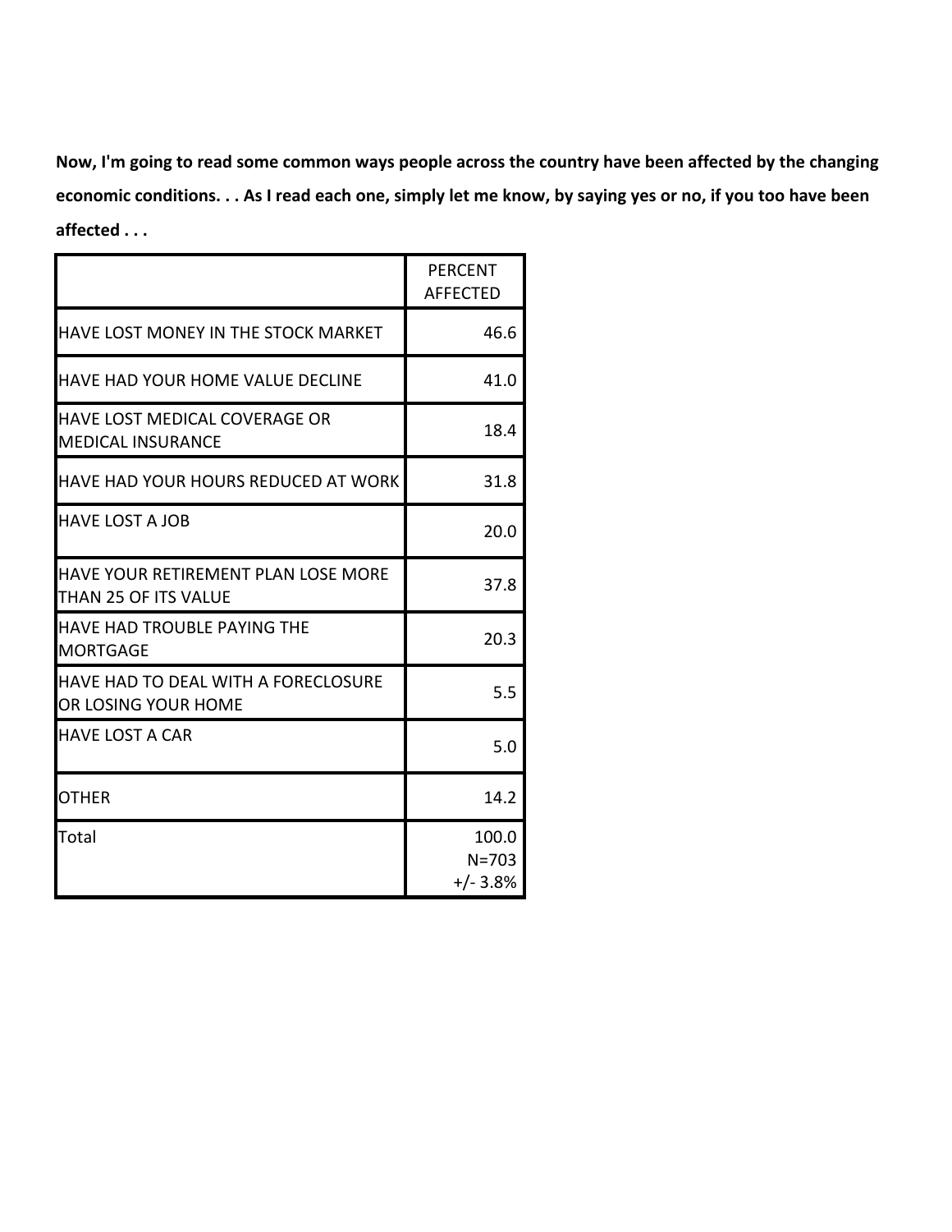**Now, I'm going to read some common ways people across the country have been affected by the changing economic conditions. . . As I read each one, simply let me know, by saying yes or no, if you too have been affected . . .**

| | PERCENT AFFECTED |
|---|---|
| HAVE LOST MONEY IN THE STOCK MARKET | 46.6 |
| HAVE HAD YOUR HOME VALUE DECLINE | 41.0 |
| HAVE LOST MEDICAL COVERAGE OR MEDICAL INSURANCE | 18.4 |
| HAVE HAD YOUR HOURS REDUCED AT WORK | 31.8 |
| HAVE LOST A JOB | 20.0 |
| HAVE YOUR RETIREMENT PLAN LOSE MORE THAN 25 OF ITS VALUE | 37.8 |
| HAVE HAD TROUBLE PAYING THE MORTGAGE | 20.3 |
| HAVE HAD TO DEAL WITH A FORECLOSURE OR LOSING YOUR HOME | 5.5 |
| HAVE LOST A CAR | 5.0 |
| OTHER | 14.2 |
| Total | 100.0 N=703 +/- 3.8% |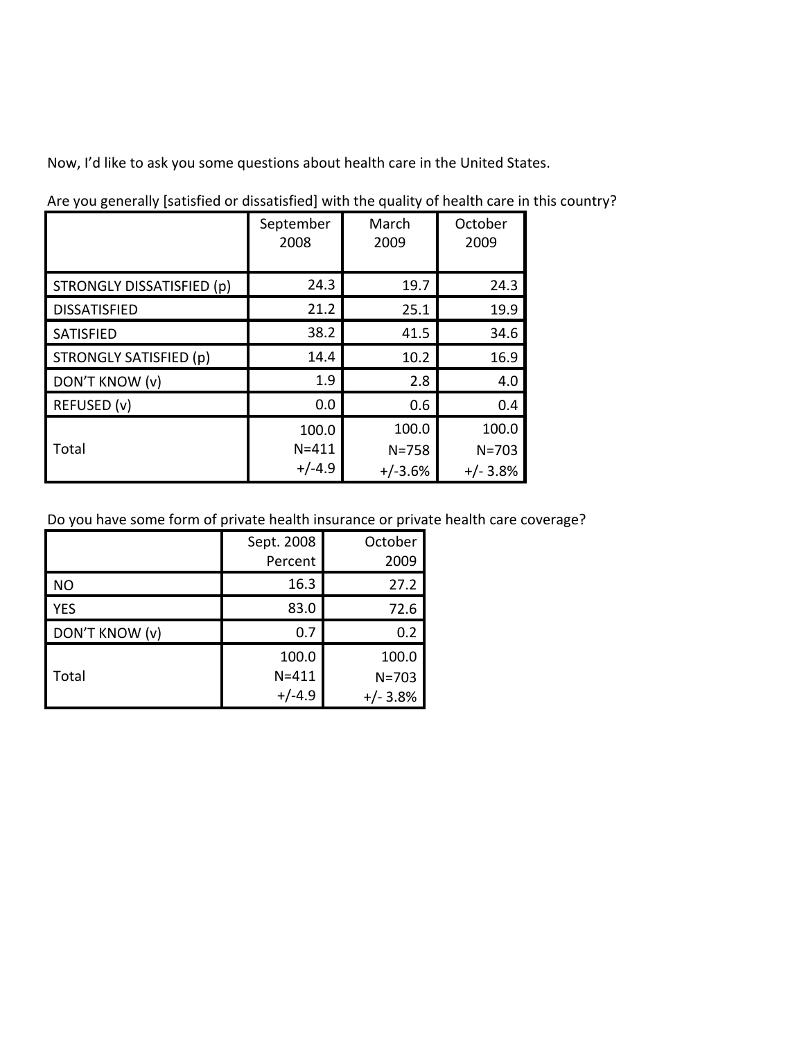Now, I'd like to ask you some questions about health care in the United States.

Are you generally [satisfied or dissatisfied] with the quality of health care in this country?

| | September 2008 | March 2009 | October 2009 |
|---|---|---|---|
| STRONGLY DISSATISFIED (p) | 24.3 | 19.7 | 24.3 |
| DISSATISFIED | 21.2 | 25.1 | 19.9 |
| SATISFIED | 38.2 | 41.5 | 34.6 |
| STRONGLY SATISFIED (p) | 14.4 | 10.2 | 16.9 |
| DON'T KNOW (v) | 1.9 | 2.8 | 4.0 |
| REFUSED (v) | 0.0 | 0.6 | 0.4 |
| Total | 100.0 N=411 +/-4.9 | 100.0 N=758 +/-3.6% | 100.0 N=703 +/- 3.8% |

Do you have some form of private health insurance or private health care coverage?

| | Sept. 2008 Percent | October 2009 |
|---|---|---|
| NO | 16.3 | 27.2 |
| YES | 83.0 | 72.6 |
| DON'T KNOW (v) | 0.7 | 0.2 |
| Total | 100.0 N=411 +/-4.9 | 100.0 N=703 +/- 3.8% |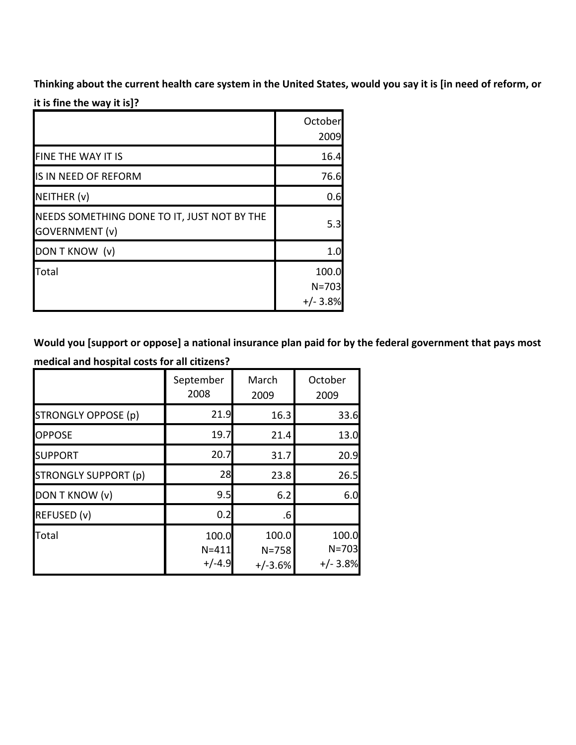**Thinking about the current health care system in the United States, would you say it is [in need of reform, or it is fine the way it is]?**

| | October 2009 |
|---|---|
| FINE THE WAY IT IS | 16.4 |
| IS IN NEED OF REFORM | 76.6 |
| NEITHER (v) | 0.6 |
| NEEDS SOMETHING DONE TO IT, JUST NOT BY THE GOVERNMENT (v) | 5.3 |
| DON T KNOW (v) | 1.0 |
| Total | 100.0 N=703 +/- 3.8% |

**Would you [support or oppose] a national insurance plan paid for by the federal government that pays most medical and hospital costs for all citizens?**

| | September 2008 | March 2009 | October 2009 |
|---|---|---|---|
| STRONGLY OPPOSE (p) | 21.9 | 16.3 | 33.6 |
| OPPOSE | 19.7 | 21.4 | 13.0 |
| SUPPORT | 20.7 | 31.7 | 20.9 |
| STRONGLY SUPPORT (p) | 28 | 23.8 | 26.5 |
| DON T KNOW (v) | 9.5 | 6.2 | 6.0 |
| REFUSED (v) | 0.2 | .6 | |
| Total | 100.0 N=411 +/-4.9 | 100.0 N=758 +/-3.6% | 100.0 N=703 +/- 3.8% |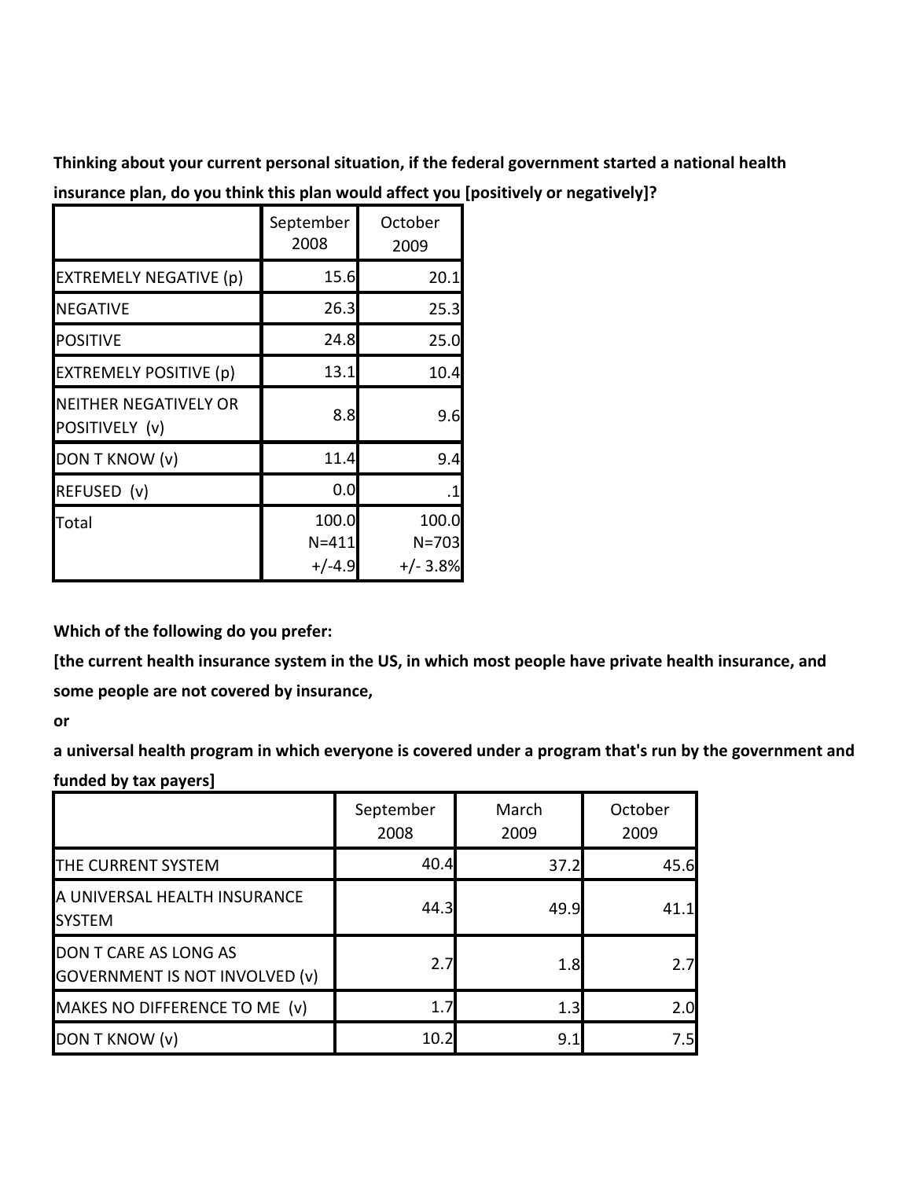**Thinking about your current personal situation, if the federal government started a national health insurance plan, do you think this plan would affect you [positively or negatively]?**

| | September 2008 | October 2009 |
|---|---|---|
| EXTREMELY NEGATIVE (p) | 15.6 | 20.1 |
| NEGATIVE | 26.3 | 25.3 |
| POSITIVE | 24.8 | 25.0 |
| EXTREMELY POSITIVE (p) | 13.1 | 10.4 |
| NEITHER NEGATIVELY OR POSITIVELY (v) | 8.8 | 9.6 |
| DON T KNOW (v) | 11.4 | 9.4 |
| REFUSED (v) | 0.0 | .1 |
| Total | 100.0 N=411 +/-4.9 | 100.0 N=703 +/- 3.8% |

**Which of the following do you prefer:**

**[the current health insurance system in the US, in which most people have private health insurance, and some people are not covered by insurance,**

**or**

**a universal health program in which everyone is covered under a program that's run by the government and funded by tax payers]**

| | September 2008 | March 2009 | October 2009 |
|---|---|---|---|
| THE CURRENT SYSTEM | 40.4 | 37.2 | 45.6 |
| A UNIVERSAL HEALTH INSURANCE SYSTEM | 44.3 | 49.9 | 41.1 |
| DON T CARE AS LONG AS GOVERNMENT IS NOT INVOLVED (v) | 2.7 | 1.8 | 2.7 |
| MAKES NO DIFFERENCE TO ME (v) | 1.7 | 1.3 | 2.0 |
| DON T KNOW (v) | 10.2 | 9.1 | 7.5 |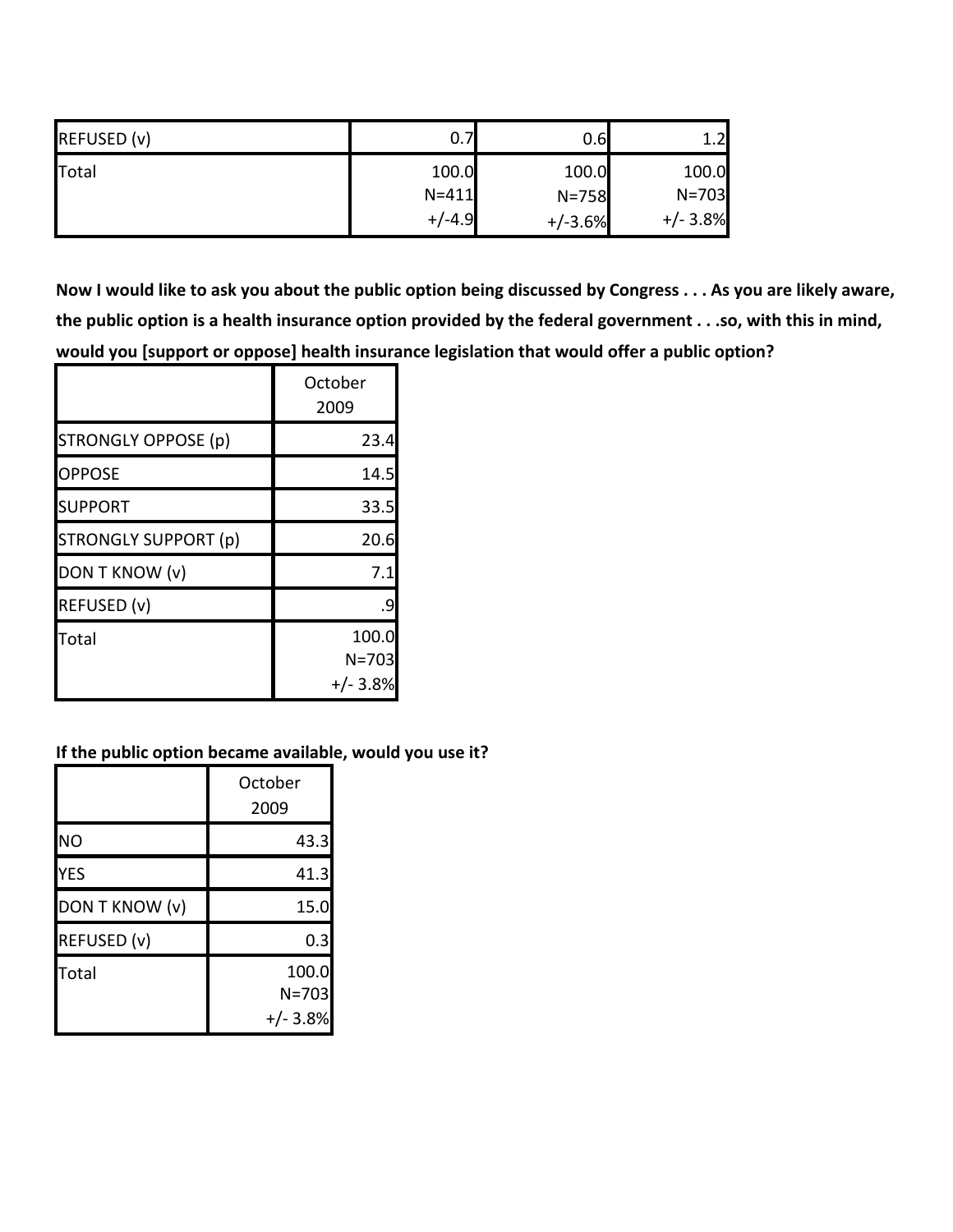| | | | |
|---|---|---|---|
| REFUSED (v) | 0.7 | 0.6 | 1.2 |
| Total | 100.0<br>N=411<br>+/-4.9 | 100.0<br>N=758<br>+/-3.6% | 100.0<br>N=703<br>+/- 3.8% |

**Now I would like to ask you about the public option being discussed by Congress . . . As you are likely aware, the public option is a health insurance option provided by the federal government . . .so, with this in mind, would you [support or oppose] health insurance legislation that would offer a public option?**

| | October 2009 |
|---|---|
| STRONGLY OPPOSE (p) | 23.4 |
| OPPOSE | 14.5 |
| SUPPORT | 33.5 |
| STRONGLY SUPPORT (p) | 20.6 |
| DON T KNOW (v) | 7.1 |
| REFUSED (v) | .9 |
| Total | 100.0<br>N=703<br>+/- 3.8% |

**If the public option became available, would you use it?**

| | October 2009 |
|---|---|
| NO | 43.3 |
| YES | 41.3 |
| DON T KNOW (v) | 15.0 |
| REFUSED (v) | 0.3 |
| Total | 100.0<br>N=703<br>+/- 3.8% |